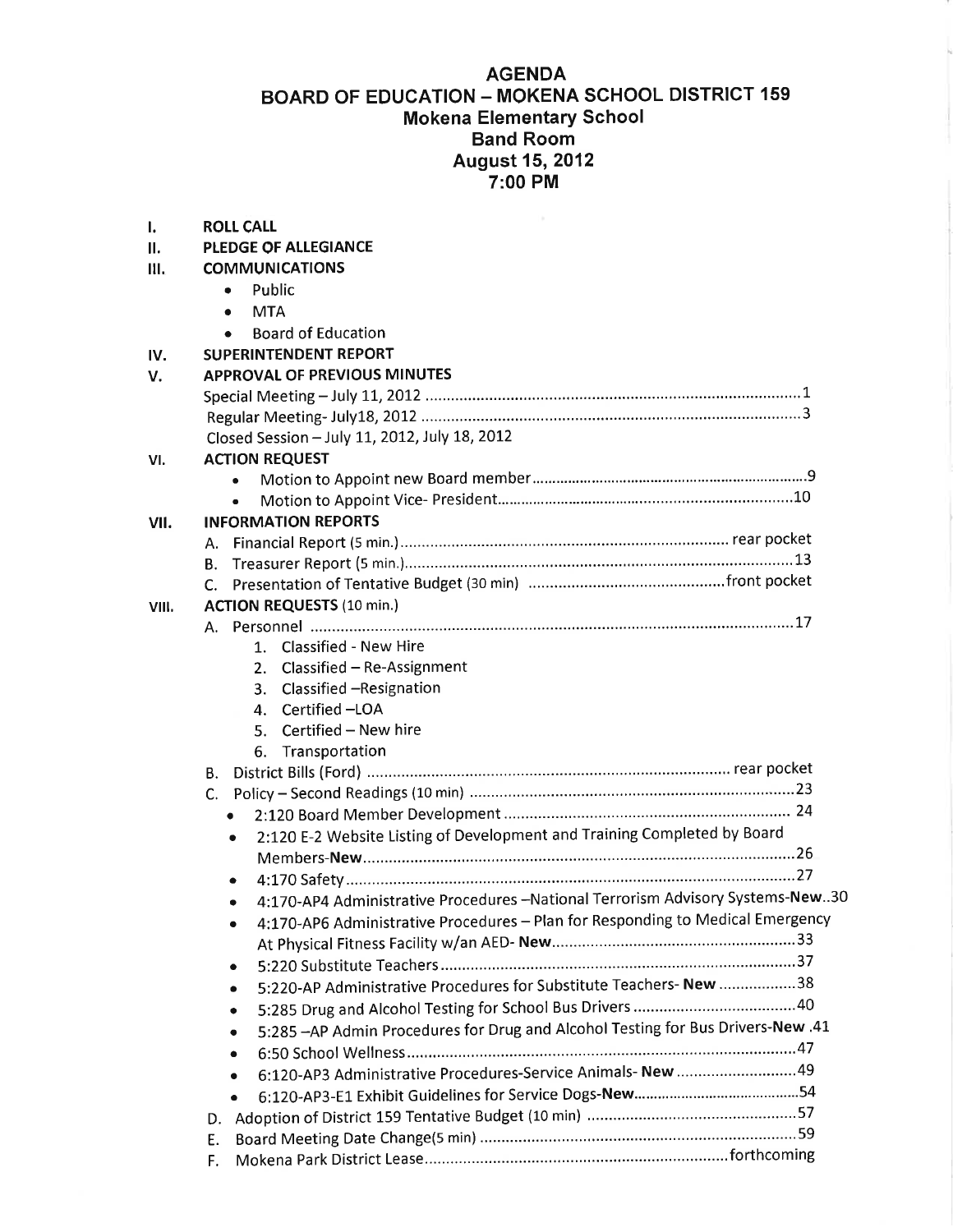# AGENDA
## BOARD OF EDUCATION – MOKENA SCHOOL DISTRICT 159
### Mokena Elementary School
### Band Room
### August 15, 2012
### 7:00 PM

I. **ROLL CALL**

II. **PLEDGE OF ALLEGIANCE**

III. **COMMUNICATIONS**
- Public
- MTA
- Board of Education

IV. **SUPERINTENDENT REPORT**

V. **APPROVAL OF PREVIOUS MINUTES**

Special Meeting – July 11, 2012 .......................................................................................1
Regular Meeting- July18, 2012 .........................................................................................3
Closed Session – July 11, 2012, July 18, 2012

VI. **ACTION REQUEST**
- Motion to Appoint new Board member.....................................................................9
- Motion to Appoint Vice- President.........................................................................10

VII. **INFORMATION REPORTS**

A. Financial Report (5 min.)............................................................................ rear pocket
B. Treasurer Report (5 min.)............................................................................................13
C. Presentation of Tentative Budget (30 min) ..............................................front pocket

VIII. **ACTION REQUESTS** (10 min.)

A. Personnel .................................................................................................................17
   1. Classified - New Hire
   2. Classified – Re-Assignment
   3. Classified –Resignation
   4. Certified –LOA
   5. Certified – New hire
   6. Transportation

B. District Bills (Ford) ..................................................................................... rear pocket
C. Policy – Second Readings (10 min) ...........................................................................23
- 2:120 Board Member Development .................................................................... 24
- 2:120 E-2 Website Listing of Development and Training Completed by Board Members-**New**......................................................................................................26
- 4:170 Safety..........................................................................................................27
- 4:170-AP4 Administrative Procedures –National Terrorism Advisory Systems-**New**..30
- 4:170-AP6 Administrative Procedures – Plan for Responding to Medical Emergency At Physical Fitness Facility w/an AED- **New**...........................................................33
- 5:220 Substitute Teachers....................................................................................37
- 5:220-AP Administrative Procedures for Substitute Teachers- **New** ..................38
- 5:285 Drug and Alcohol Testing for School Bus Drivers ......................................40
- 5:285 –AP Admin Procedures for Drug and Alcohol Testing for Bus Drivers-**New** .41
- 6:50 School Wellness............................................................................................47
- 6:120-AP3 Administrative Procedures-Service Animals- **New** ............................49
- 6:120-AP3-E1 Exhibit Guidelines for Service Dogs-**New**.........................................54

D. Adoption of District 159 Tentative Budget (10 min) .................................................57
E. Board Meeting Date Change(5 min) ..........................................................................59
F. Mokena Park District Lease.......................................................................forthcoming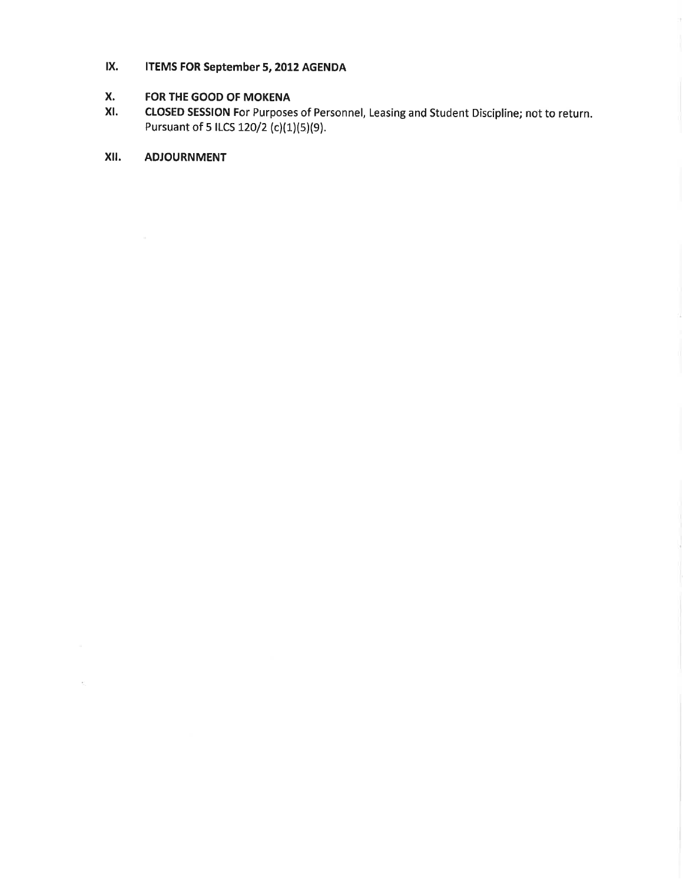**IX. ITEMS FOR September 5, 2012 AGENDA**

**X. FOR THE GOOD OF MOKENA**

**XI. CLOSED SESSION** For Purposes of Personnel, Leasing and Student Discipline; not to return. Pursuant of 5 ILCS 120/2 (c)(1)(5)(9).

**XII. ADJOURNMENT**